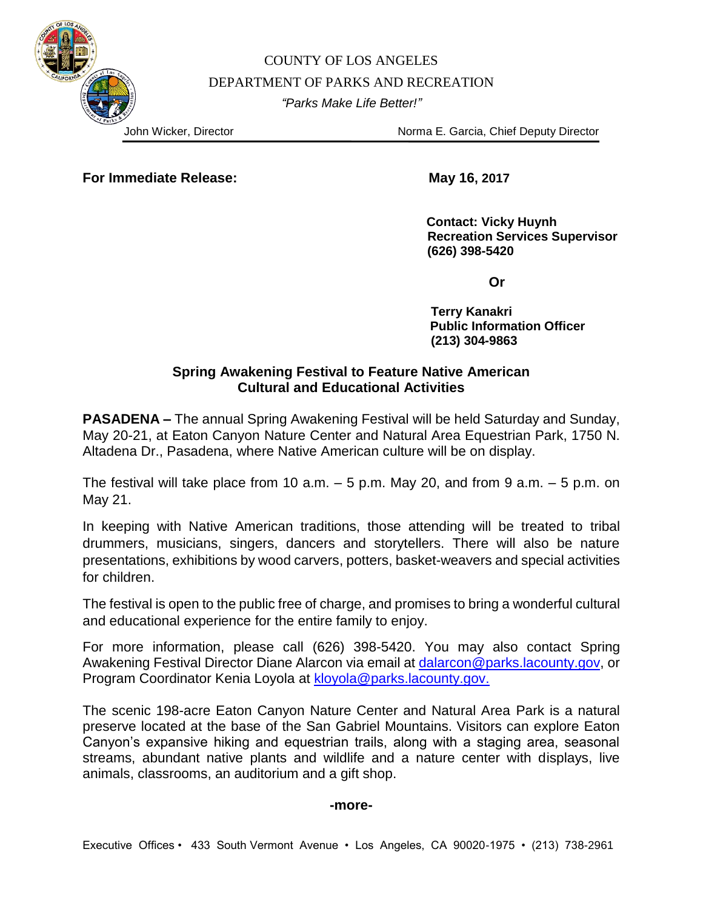COUNTY OF LOS ANGELES

DEPARTMENT OF PARKS AND RECREATION

*"Parks Make Life Better!"*

John Wicker, Director | Norma E. Garcia, Chief Deputy Director

**For Immediate Release:** **May 16, 2017**

**Contact: Vicky Huynh**
**Recreation Services Supervisor**
**(626) 398-5420**

**Or**

**Terry Kanakri**
**Public Information Officer**
**(213) 304-9863**

## Spring Awakening Festival to Feature Native American Cultural and Educational Activities

**PASADENA –** The annual Spring Awakening Festival will be held Saturday and Sunday, May 20-21, at Eaton Canyon Nature Center and Natural Area Equestrian Park, 1750 N. Altadena Dr., Pasadena, where Native American culture will be on display.

The festival will take place from 10 a.m. – 5 p.m. May 20, and from 9 a.m. – 5 p.m. on May 21.

In keeping with Native American traditions, those attending will be treated to tribal drummers, musicians, singers, dancers and storytellers. There will also be nature presentations, exhibitions by wood carvers, potters, basket-weavers and special activities for children.

The festival is open to the public free of charge, and promises to bring a wonderful cultural and educational experience for the entire family to enjoy.

For more information, please call (626) 398-5420. You may also contact Spring Awakening Festival Director Diane Alarcon via email at dalarcon@parks.lacounty.gov, or Program Coordinator Kenia Loyola at kloyola@parks.lacounty.gov.

The scenic 198-acre Eaton Canyon Nature Center and Natural Area Park is a natural preserve located at the base of the San Gabriel Mountains. Visitors can explore Eaton Canyon's expansive hiking and equestrian trails, along with a staging area, seasonal streams, abundant native plants and wildlife and a nature center with displays, live animals, classrooms, an auditorium and a gift shop.

**-more-**

Executive Offices • 433 South Vermont Avenue • Los Angeles, CA 90020-1975 • (213) 738-2961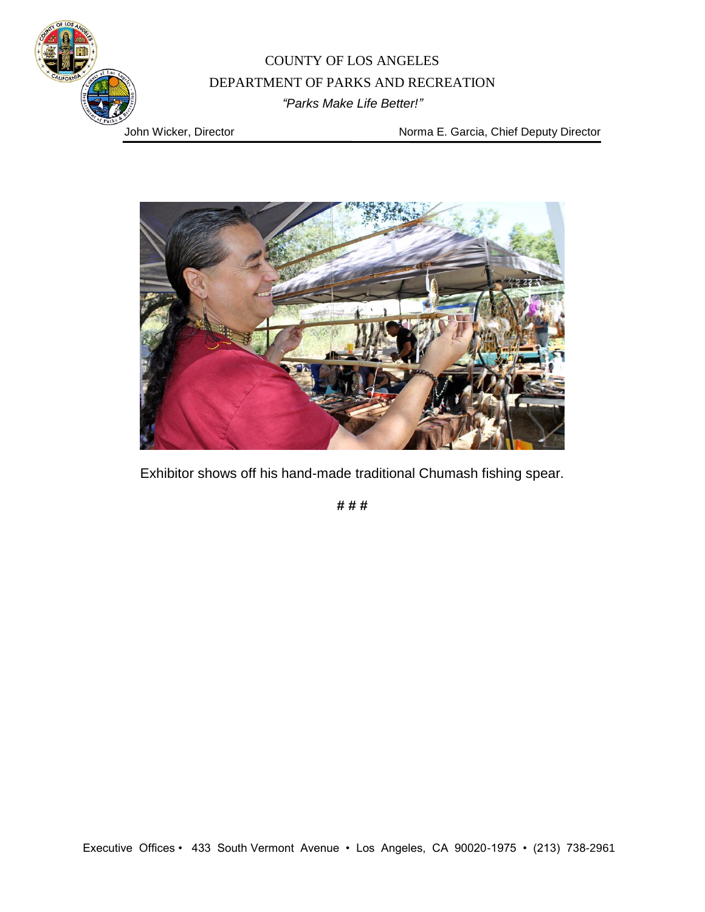COUNTY OF LOS ANGELES
DEPARTMENT OF PARKS AND RECREATION
*"Parks Make Life Better!"*

John Wicker, Director — Norma E. Garcia, Chief Deputy Director

Exhibitor shows off his hand-made traditional Chumash fishing spear.

# # #

Executive Offices • 433 South Vermont Avenue • Los Angeles, CA 90020-1975 • (213) 738-2961